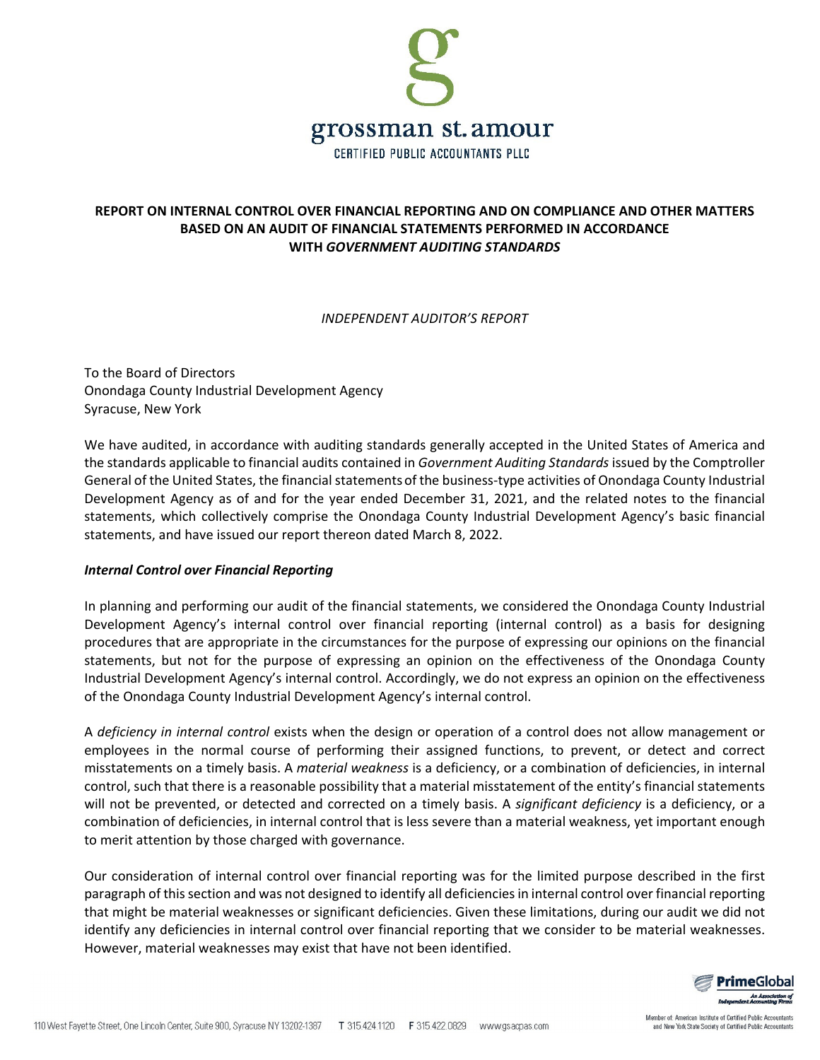grossman st. amour

CERTIFIED PUBLIC ACCOUNTANTS PLLC

**REPORT ON INTERNAL CONTROL OVER FINANCIAL REPORTING AND ON COMPLIANCE AND OTHER MATTERS BASED ON AN AUDIT OF FINANCIAL STATEMENTS PERFORMED IN ACCORDANCE WITH *GOVERNMENT AUDITING STANDARDS***

*INDEPENDENT AUDITOR'S REPORT*

To the Board of Directors
Onondaga County Industrial Development Agency
Syracuse, New York

We have audited, in accordance with auditing standards generally accepted in the United States of America and the standards applicable to financial audits contained in *Government Auditing Standards* issued by the Comptroller General of the United States, the financial statements of the business-type activities of Onondaga County Industrial Development Agency as of and for the year ended December 31, 2021, and the related notes to the financial statements, which collectively comprise the Onondaga County Industrial Development Agency's basic financial statements, and have issued our report thereon dated March 8, 2022.

***Internal Control over Financial Reporting***

In planning and performing our audit of the financial statements, we considered the Onondaga County Industrial Development Agency's internal control over financial reporting (internal control) as a basis for designing procedures that are appropriate in the circumstances for the purpose of expressing our opinions on the financial statements, but not for the purpose of expressing an opinion on the effectiveness of the Onondaga County Industrial Development Agency's internal control. Accordingly, we do not express an opinion on the effectiveness of the Onondaga County Industrial Development Agency's internal control.

A *deficiency in internal control* exists when the design or operation of a control does not allow management or employees in the normal course of performing their assigned functions, to prevent, or detect and correct misstatements on a timely basis. A *material weakness* is a deficiency, or a combination of deficiencies, in internal control, such that there is a reasonable possibility that a material misstatement of the entity's financial statements will not be prevented, or detected and corrected on a timely basis. A *significant deficiency* is a deficiency, or a combination of deficiencies, in internal control that is less severe than a material weakness, yet important enough to merit attention by those charged with governance.

Our consideration of internal control over financial reporting was for the limited purpose described in the first paragraph of this section and was not designed to identify all deficiencies in internal control over financial reporting that might be material weaknesses or significant deficiencies. Given these limitations, during our audit we did not identify any deficiencies in internal control over financial reporting that we consider to be material weaknesses. However, material weaknesses may exist that have not been identified.

110 West Fayette Street, One Lincoln Center, Suite 900, Syracuse NY 13202-1387 T 315.424.1120 F 315.422.0829 www.gsacpas.com

PrimeGlobal — An Association of Independent Accounting Firms

Member of: American Institute of Certified Public Accountants and New York State Society of Certified Public Accountants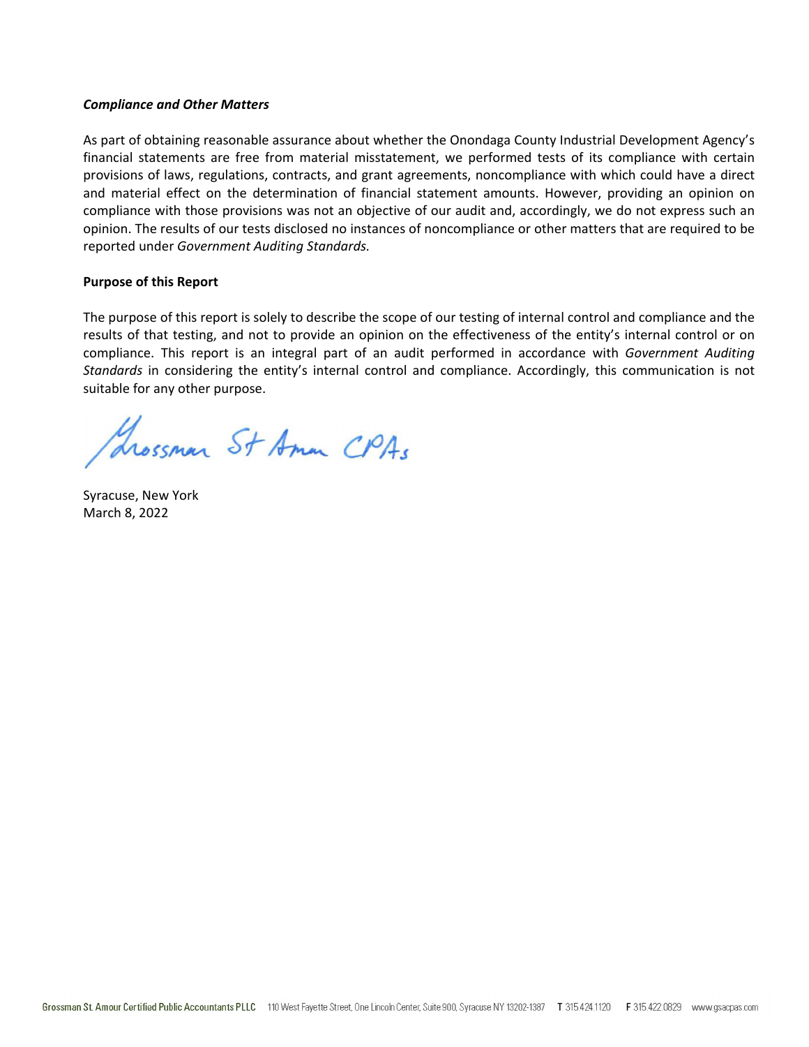***Compliance and Other Matters***

As part of obtaining reasonable assurance about whether the Onondaga County Industrial Development Agency's financial statements are free from material misstatement, we performed tests of its compliance with certain provisions of laws, regulations, contracts, and grant agreements, noncompliance with which could have a direct and material effect on the determination of financial statement amounts. However, providing an opinion on compliance with those provisions was not an objective of our audit and, accordingly, we do not express such an opinion. The results of our tests disclosed no instances of noncompliance or other matters that are required to be reported under *Government Auditing Standards.*

**Purpose of this Report**

The purpose of this report is solely to describe the scope of our testing of internal control and compliance and the results of that testing, and not to provide an opinion on the effectiveness of the entity's internal control or on compliance. This report is an integral part of an audit performed in accordance with *Government Auditing Standards* in considering the entity's internal control and compliance. Accordingly, this communication is not suitable for any other purpose.

Grossman St Amour CPAs

Syracuse, New York
March 8, 2022

Grossman St. Amour Certified Public Accountants PLLC 110 West Fayette Street, One Lincoln Center, Suite 900, Syracuse NY 13202-1387 T 315.424.1120 F 315.422.0829 www.gsacpas.com